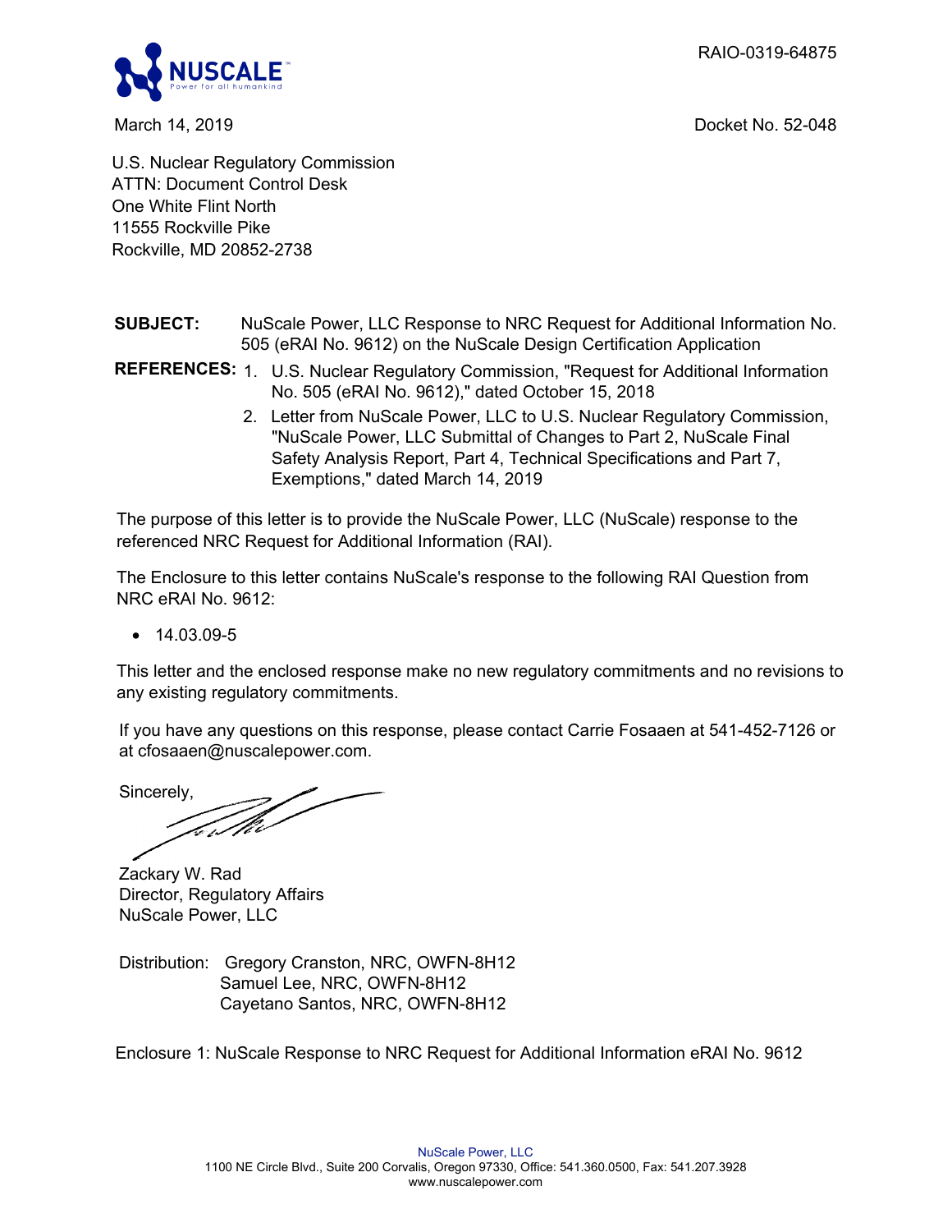RAIO-0319-64875

March 14, 2019

Docket No. 52-048

U.S. Nuclear Regulatory Commission
ATTN: Document Control Desk
One White Flint North
11555 Rockville Pike
Rockville, MD 20852-2738

**SUBJECT:** NuScale Power, LLC Response to NRC Request for Additional Information No. 505 (eRAI No. 9612) on the NuScale Design Certification Application

**REFERENCES:**
1. U.S. Nuclear Regulatory Commission, "Request for Additional Information No. 505 (eRAI No. 9612)," dated October 15, 2018
2. Letter from NuScale Power, LLC to U.S. Nuclear Regulatory Commission, "NuScale Power, LLC Submittal of Changes to Part 2, NuScale Final Safety Analysis Report, Part 4, Technical Specifications and Part 7, Exemptions," dated March 14, 2019

The purpose of this letter is to provide the NuScale Power, LLC (NuScale) response to the referenced NRC Request for Additional Information (RAI).

The Enclosure to this letter contains NuScale's response to the following RAI Question from NRC eRAI No. 9612:

- 14.03.09-5

This letter and the enclosed response make no new regulatory commitments and no revisions to any existing regulatory commitments.

If you have any questions on this response, please contact Carrie Fosaaen at 541-452-7126 or at cfosaaen@nuscalepower.com.

Sincerely,

Zackary W. Rad
Director, Regulatory Affairs
NuScale Power, LLC

Distribution: Gregory Cranston, NRC, OWFN-8H12
Samuel Lee, NRC, OWFN-8H12
Cayetano Santos, NRC, OWFN-8H12

Enclosure 1: NuScale Response to NRC Request for Additional Information eRAI No. 9612

NuScale Power, LLC
1100 NE Circle Blvd., Suite 200 Corvalis, Oregon 97330, Office: 541.360.0500, Fax: 541.207.3928
www.nuscalepower.com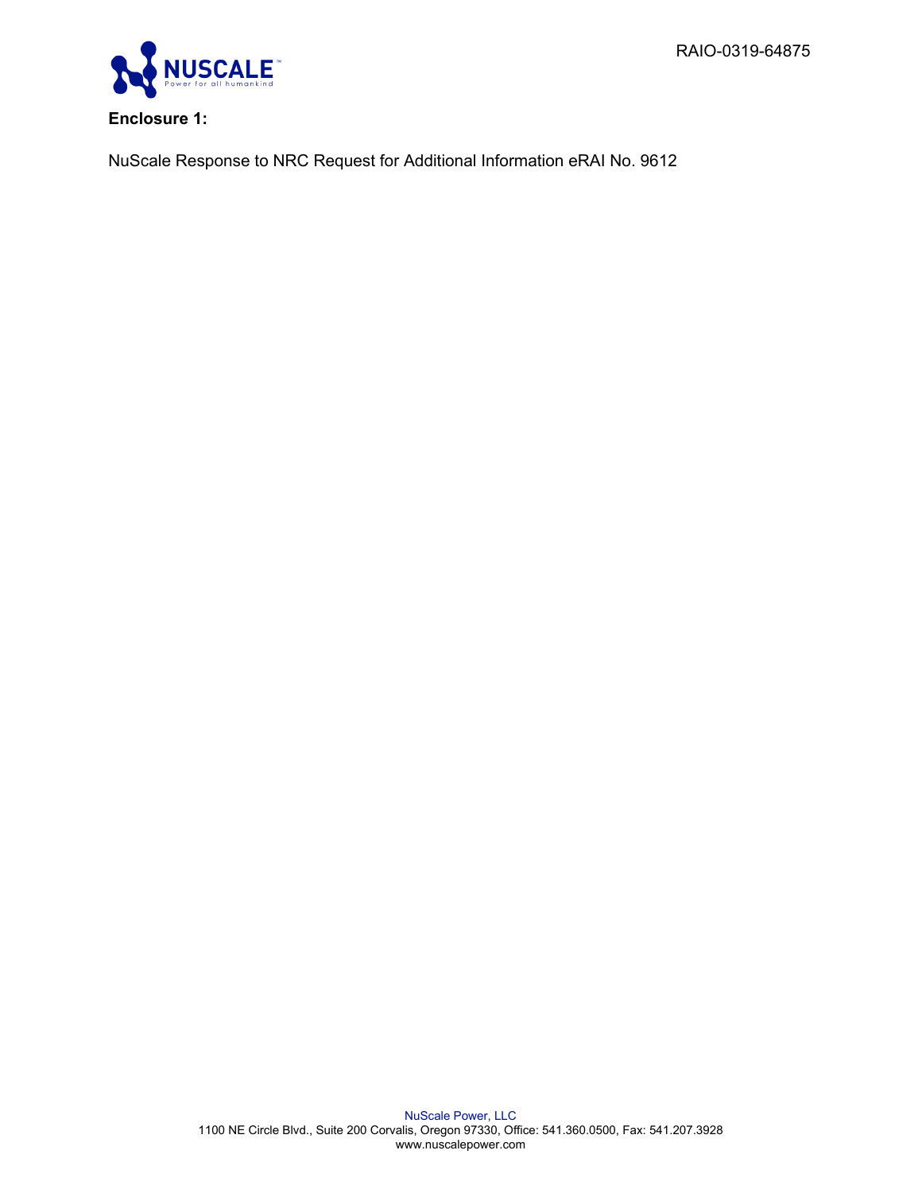**Enclosure 1:**

NuScale Response to NRC Request for Additional Information eRAI No. 9612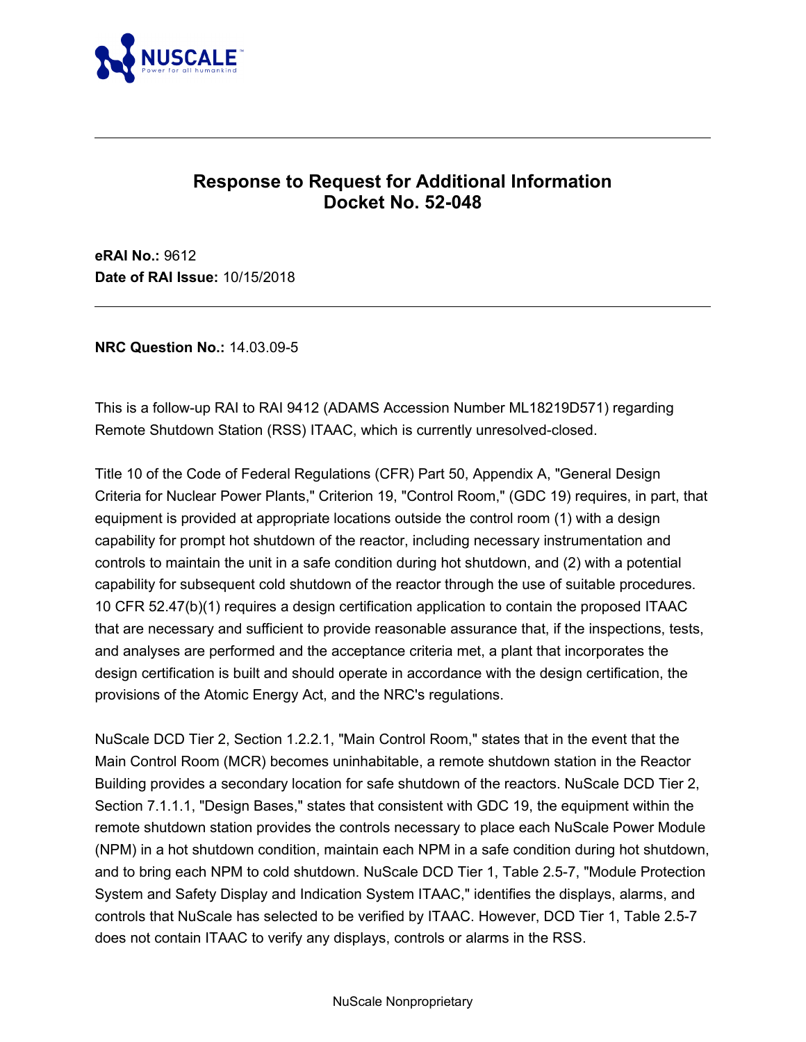# Response to Request for Additional Information
# Docket No. 52-048

**eRAI No.:** 9612
**Date of RAI Issue:** 10/15/2018

---

**NRC Question No.:** 14.03.09-5

This is a follow-up RAI to RAI 9412 (ADAMS Accession Number ML18219D571) regarding Remote Shutdown Station (RSS) ITAAC, which is currently unresolved-closed.

Title 10 of the Code of Federal Regulations (CFR) Part 50, Appendix A, "General Design Criteria for Nuclear Power Plants," Criterion 19, "Control Room," (GDC 19) requires, in part, that equipment is provided at appropriate locations outside the control room (1) with a design capability for prompt hot shutdown of the reactor, including necessary instrumentation and controls to maintain the unit in a safe condition during hot shutdown, and (2) with a potential capability for subsequent cold shutdown of the reactor through the use of suitable procedures. 10 CFR 52.47(b)(1) requires a design certification application to contain the proposed ITAAC that are necessary and sufficient to provide reasonable assurance that, if the inspections, tests, and analyses are performed and the acceptance criteria met, a plant that incorporates the design certification is built and should operate in accordance with the design certification, the provisions of the Atomic Energy Act, and the NRC's regulations.

NuScale DCD Tier 2, Section 1.2.2.1, "Main Control Room," states that in the event that the Main Control Room (MCR) becomes uninhabitable, a remote shutdown station in the Reactor Building provides a secondary location for safe shutdown of the reactors. NuScale DCD Tier 2, Section 7.1.1.1, "Design Bases," states that consistent with GDC 19, the equipment within the remote shutdown station provides the controls necessary to place each NuScale Power Module (NPM) in a hot shutdown condition, maintain each NPM in a safe condition during hot shutdown, and to bring each NPM to cold shutdown. NuScale DCD Tier 1, Table 2.5-7, "Module Protection System and Safety Display and Indication System ITAAC," identifies the displays, alarms, and controls that NuScale has selected to be verified by ITAAC. However, DCD Tier 1, Table 2.5-7 does not contain ITAAC to verify any displays, controls or alarms in the RSS.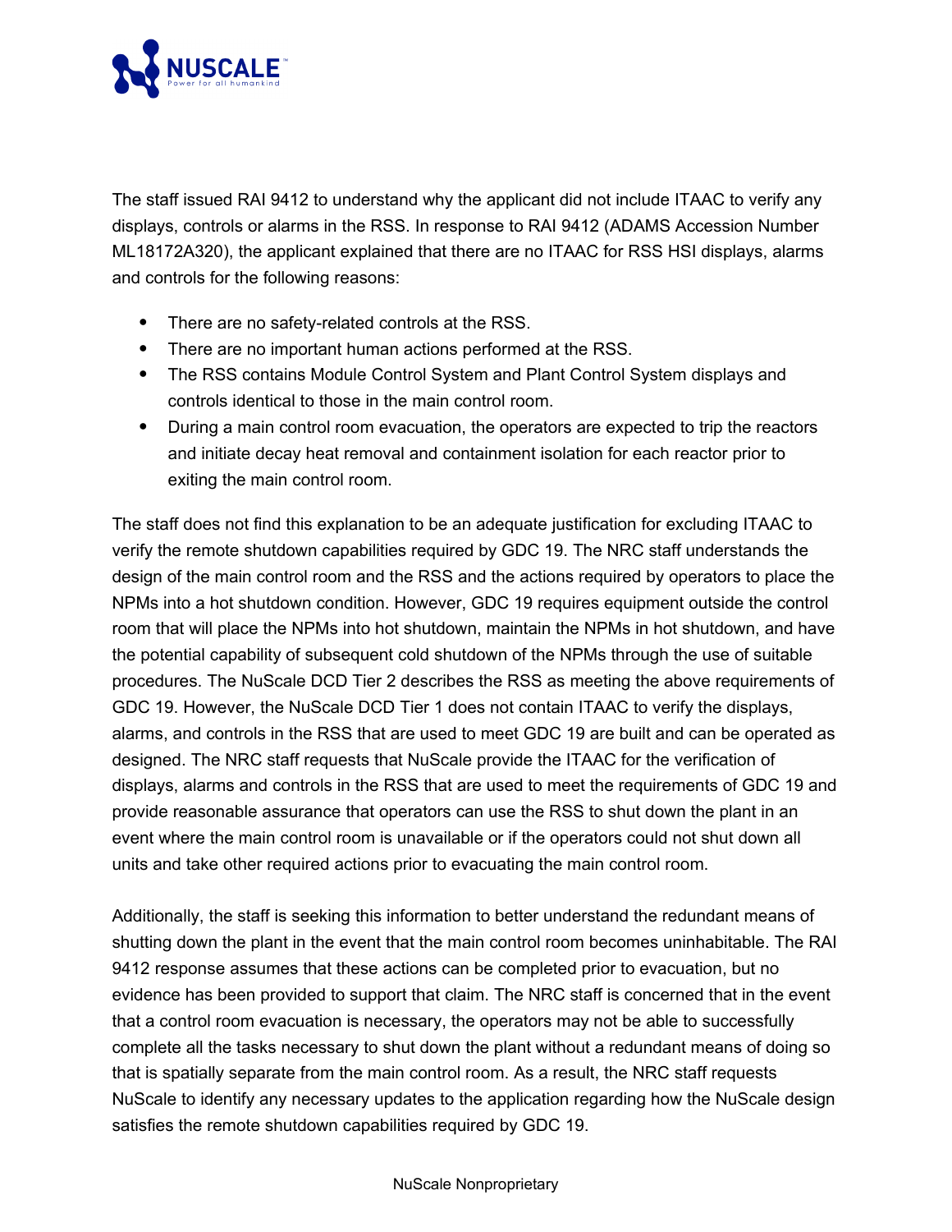The staff issued RAI 9412 to understand why the applicant did not include ITAAC to verify any displays, controls or alarms in the RSS. In response to RAI 9412 (ADAMS Accession Number ML18172A320), the applicant explained that there are no ITAAC for RSS HSI displays, alarms and controls for the following reasons:

- There are no safety-related controls at the RSS.
- There are no important human actions performed at the RSS.
- The RSS contains Module Control System and Plant Control System displays and controls identical to those in the main control room.
- During a main control room evacuation, the operators are expected to trip the reactors and initiate decay heat removal and containment isolation for each reactor prior to exiting the main control room.

The staff does not find this explanation to be an adequate justification for excluding ITAAC to verify the remote shutdown capabilities required by GDC 19. The NRC staff understands the design of the main control room and the RSS and the actions required by operators to place the NPMs into a hot shutdown condition. However, GDC 19 requires equipment outside the control room that will place the NPMs into hot shutdown, maintain the NPMs in hot shutdown, and have the potential capability of subsequent cold shutdown of the NPMs through the use of suitable procedures. The NuScale DCD Tier 2 describes the RSS as meeting the above requirements of GDC 19. However, the NuScale DCD Tier 1 does not contain ITAAC to verify the displays, alarms, and controls in the RSS that are used to meet GDC 19 are built and can be operated as designed. The NRC staff requests that NuScale provide the ITAAC for the verification of displays, alarms and controls in the RSS that are used to meet the requirements of GDC 19 and provide reasonable assurance that operators can use the RSS to shut down the plant in an event where the main control room is unavailable or if the operators could not shut down all units and take other required actions prior to evacuating the main control room.

Additionally, the staff is seeking this information to better understand the redundant means of shutting down the plant in the event that the main control room becomes uninhabitable. The RAI 9412 response assumes that these actions can be completed prior to evacuation, but no evidence has been provided to support that claim. The NRC staff is concerned that in the event that a control room evacuation is necessary, the operators may not be able to successfully complete all the tasks necessary to shut down the plant without a redundant means of doing so that is spatially separate from the main control room. As a result, the NRC staff requests NuScale to identify any necessary updates to the application regarding how the NuScale design satisfies the remote shutdown capabilities required by GDC 19.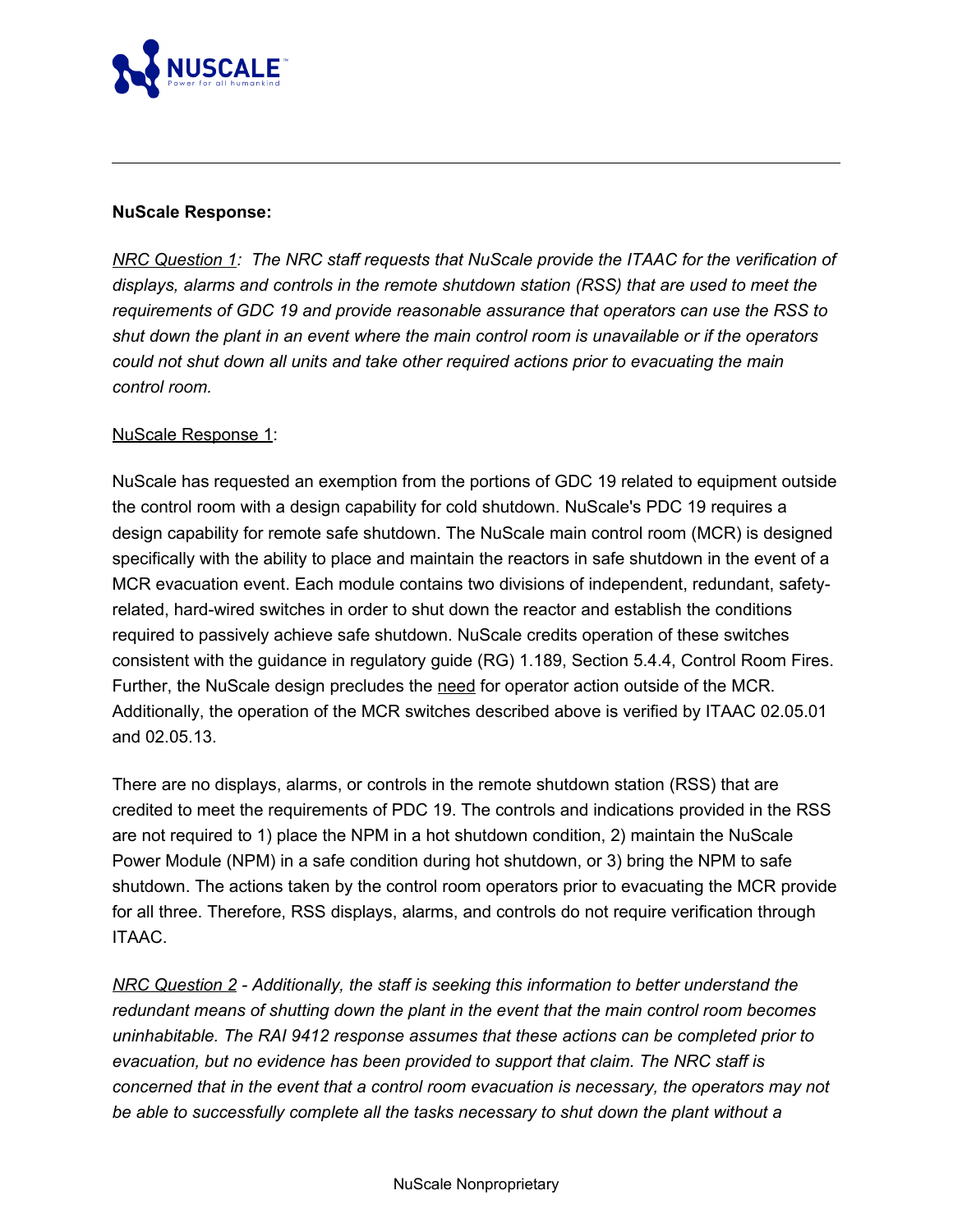**NuScale Response:**

*<u>NRC Question 1</u>: The NRC staff requests that NuScale provide the ITAAC for the verification of displays, alarms and controls in the remote shutdown station (RSS) that are used to meet the requirements of GDC 19 and provide reasonable assurance that operators can use the RSS to shut down the plant in an event where the main control room is unavailable or if the operators could not shut down all units and take other required actions prior to evacuating the main control room.*

<u>NuScale Response 1</u>:

NuScale has requested an exemption from the portions of GDC 19 related to equipment outside the control room with a design capability for cold shutdown. NuScale's PDC 19 requires a design capability for remote safe shutdown. The NuScale main control room (MCR) is designed specifically with the ability to place and maintain the reactors in safe shutdown in the event of a MCR evacuation event. Each module contains two divisions of independent, redundant, safety-related, hard-wired switches in order to shut down the reactor and establish the conditions required to passively achieve safe shutdown. NuScale credits operation of these switches consistent with the guidance in regulatory guide (RG) 1.189, Section 5.4.4, Control Room Fires. Further, the NuScale design precludes the <u>need</u> for operator action outside of the MCR. Additionally, the operation of the MCR switches described above is verified by ITAAC 02.05.01 and 02.05.13.

There are no displays, alarms, or controls in the remote shutdown station (RSS) that are credited to meet the requirements of PDC 19. The controls and indications provided in the RSS are not required to 1) place the NPM in a hot shutdown condition, 2) maintain the NuScale Power Module (NPM) in a safe condition during hot shutdown, or 3) bring the NPM to safe shutdown. The actions taken by the control room operators prior to evacuating the MCR provide for all three. Therefore, RSS displays, alarms, and controls do not require verification through ITAAC.

*<u>NRC Question 2</u> - Additionally, the staff is seeking this information to better understand the redundant means of shutting down the plant in the event that the main control room becomes uninhabitable. The RAI 9412 response assumes that these actions can be completed prior to evacuation, but no evidence has been provided to support that claim. The NRC staff is concerned that in the event that a control room evacuation is necessary, the operators may not be able to successfully complete all the tasks necessary to shut down the plant without a*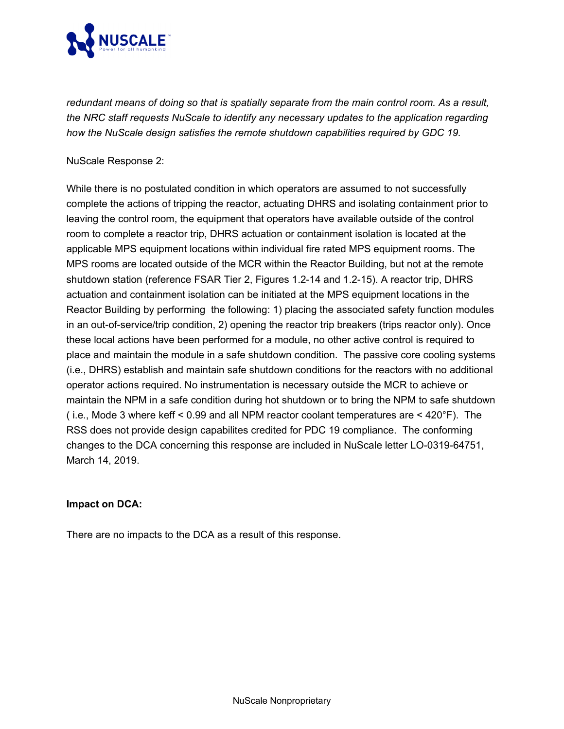*redundant means of doing so that is spatially separate from the main control room. As a result, the NRC staff requests NuScale to identify any necessary updates to the application regarding how the NuScale design satisfies the remote shutdown capabilities required by GDC 19.*

NuScale Response 2:

While there is no postulated condition in which operators are assumed to not successfully complete the actions of tripping the reactor, actuating DHRS and isolating containment prior to leaving the control room, the equipment that operators have available outside of the control room to complete a reactor trip, DHRS actuation or containment isolation is located at the applicable MPS equipment locations within individual fire rated MPS equipment rooms. The MPS rooms are located outside of the MCR within the Reactor Building, but not at the remote shutdown station (reference FSAR Tier 2, Figures 1.2-14 and 1.2-15). A reactor trip, DHRS actuation and containment isolation can be initiated at the MPS equipment locations in the Reactor Building by performing the following: 1) placing the associated safety function modules in an out-of-service/trip condition, 2) opening the reactor trip breakers (trips reactor only). Once these local actions have been performed for a module, no other active control is required to place and maintain the module in a safe shutdown condition. The passive core cooling systems (i.e., DHRS) establish and maintain safe shutdown conditions for the reactors with no additional operator actions required. No instrumentation is necessary outside the MCR to achieve or maintain the NPM in a safe condition during hot shutdown or to bring the NPM to safe shutdown ( i.e., Mode 3 where keff < 0.99 and all NPM reactor coolant temperatures are < 420°F). The RSS does not provide design capabilites credited for PDC 19 compliance. The conforming changes to the DCA concerning this response are included in NuScale letter LO-0319-64751, March 14, 2019.

**Impact on DCA:**

There are no impacts to the DCA as a result of this response.